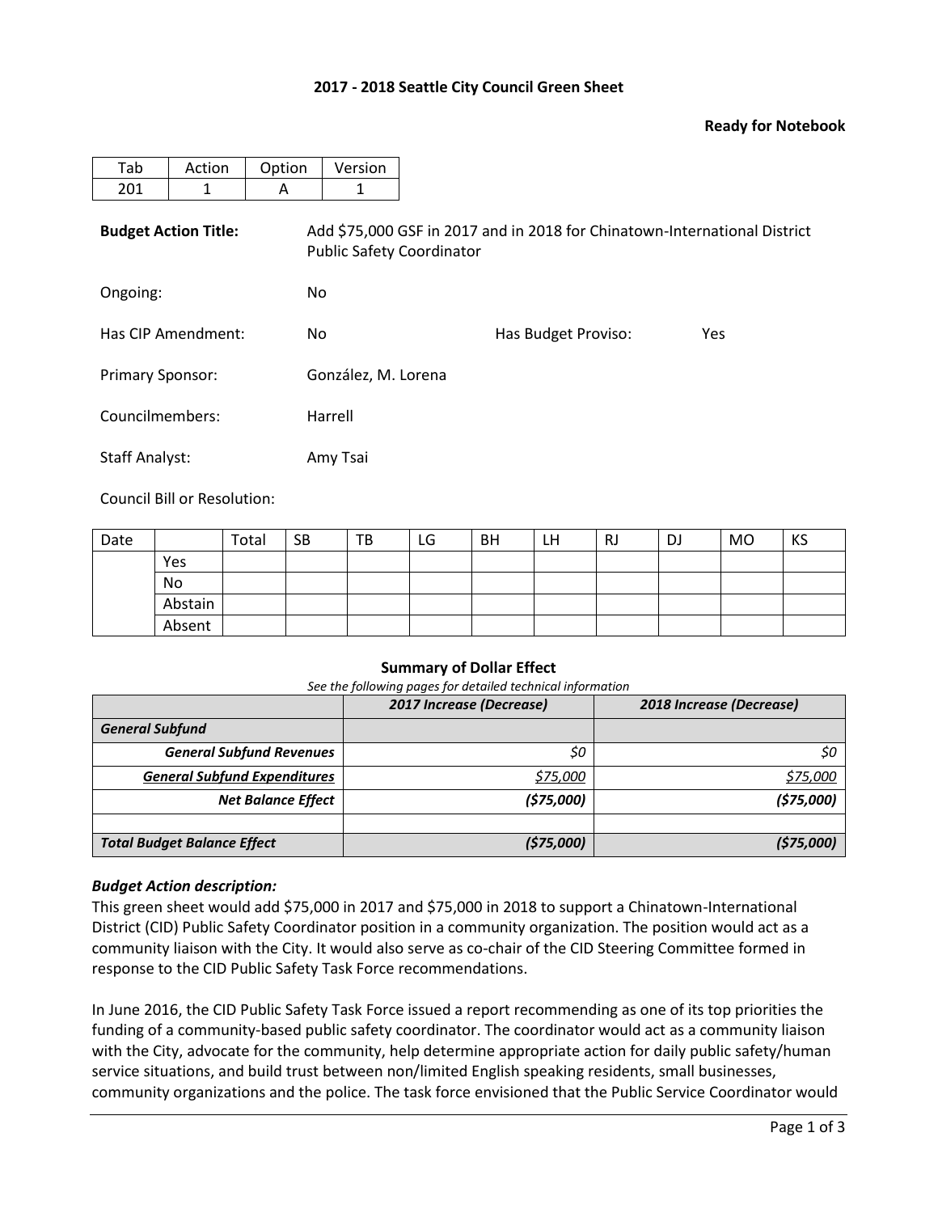# 2017 - 2018 Seattle City Council Green Sheet

**Ready for Notebook**

| Tab | Action | Option | Version |
|---|---|---|---|
| 201 | 1 | A | 1 |

**Budget Action Title:** Add $75,000 GSF in 2017 and in 2018 for Chinatown-International District Public Safety Coordinator

Ongoing: No

Has CIP Amendment: No

Has Budget Proviso: Yes

Primary Sponsor: González, M. Lorena

Councilmembers: Harrell

Staff Analyst: Amy Tsai

Council Bill or Resolution:

| Date | | Total | SB | TB | LG | BH | LH | RJ | DJ | MO | KS |
|---|---|---|---|---|---|---|---|---|---|---|---|
| | Yes | | | | | | | | | | |
| | No | | | | | | | | | | |
| | Abstain | | | | | | | | | | |
| | Absent | | | | | | | | | | |

**Summary of Dollar Effect**

*See the following pages for detailed technical information*

| | *2017 Increase (Decrease)* | *2018 Increase (Decrease)* |
|---|---|---|
| ***General Subfund*** | | |
| ***General Subfund Revenues*** | *$0* | *$0* |
| ***General Subfund Expenditures*** | *$75,000* | *$75,000* |
| ***Net Balance Effect*** | ***($75,000)*** | ***($75,000)*** |
| | | |
| ***Total Budget Balance Effect*** | ***($75,000)*** | ***($75,000)*** |

***Budget Action description:***

This green sheet would add $75,000 in 2017 and $75,000 in 2018 to support a Chinatown-International District (CID) Public Safety Coordinator position in a community organization. The position would act as a community liaison with the City. It would also serve as co-chair of the CID Steering Committee formed in response to the CID Public Safety Task Force recommendations.

In June 2016, the CID Public Safety Task Force issued a report recommending as one of its top priorities the funding of a community-based public safety coordinator. The coordinator would act as a community liaison with the City, advocate for the community, help determine appropriate action for daily public safety/human service situations, and build trust between non/limited English speaking residents, small businesses, community organizations and the police. The task force envisioned that the Public Service Coordinator would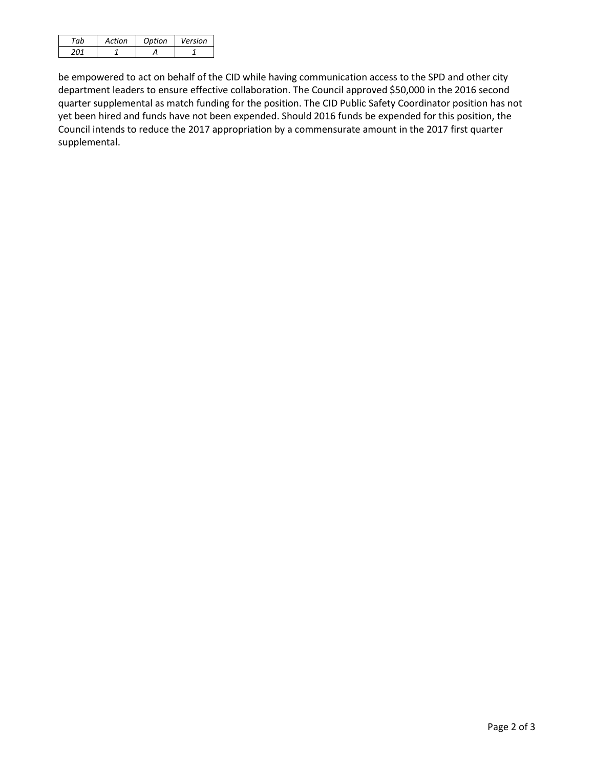| *Tab* | *Action* | *Option* | *Version* |
|---|---|---|---|
| *201* | *1* | *A* | *1* |

be empowered to act on behalf of the CID while having communication access to the SPD and other city department leaders to ensure effective collaboration. The Council approved $50,000 in the 2016 second quarter supplemental as match funding for the position. The CID Public Safety Coordinator position has not yet been hired and funds have not been expended. Should 2016 funds be expended for this position, the Council intends to reduce the 2017 appropriation by a commensurate amount in the 2017 first quarter supplemental.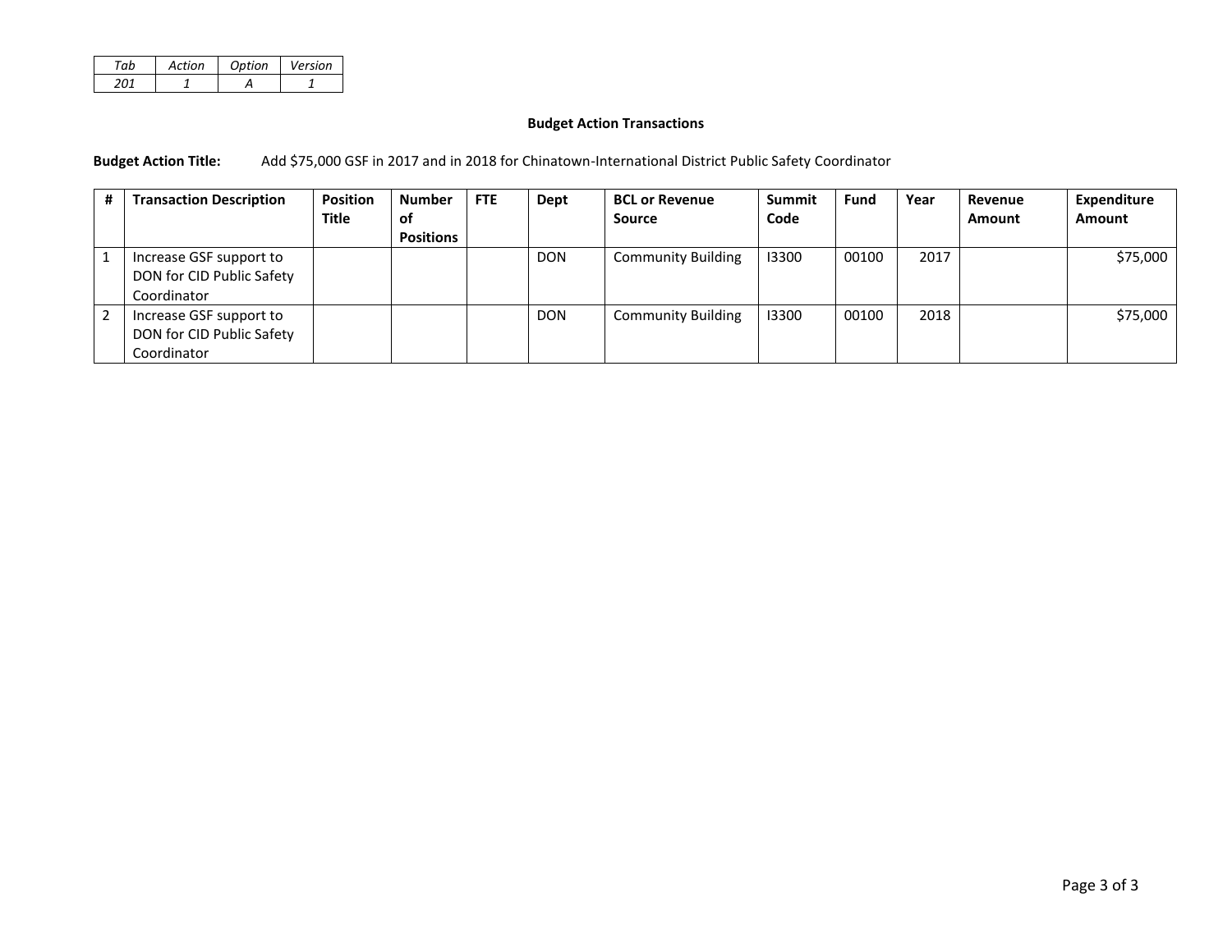| Tab | Action | Option | Version |
|---|---|---|---|
| *201* | *1* | *A* | *1* |

**Budget Action Transactions**

**Budget Action Title:** Add $75,000 GSF in 2017 and in 2018 for Chinatown-International District Public Safety Coordinator

| # | Transaction Description | Position Title | Number of Positions | FTE | Dept | BCL or Revenue Source | Summit Code | Fund | Year | Revenue Amount | Expenditure Amount |
|---|---|---|---|---|---|---|---|---|---|---|---|
| 1 | Increase GSF support to DON for CID Public Safety Coordinator | | | | DON | Community Building | I3300 | 00100 | 2017 | | $75,000 |
| 2 | Increase GSF support to DON for CID Public Safety Coordinator | | | | DON | Community Building | I3300 | 00100 | 2018 | | $75,000 |